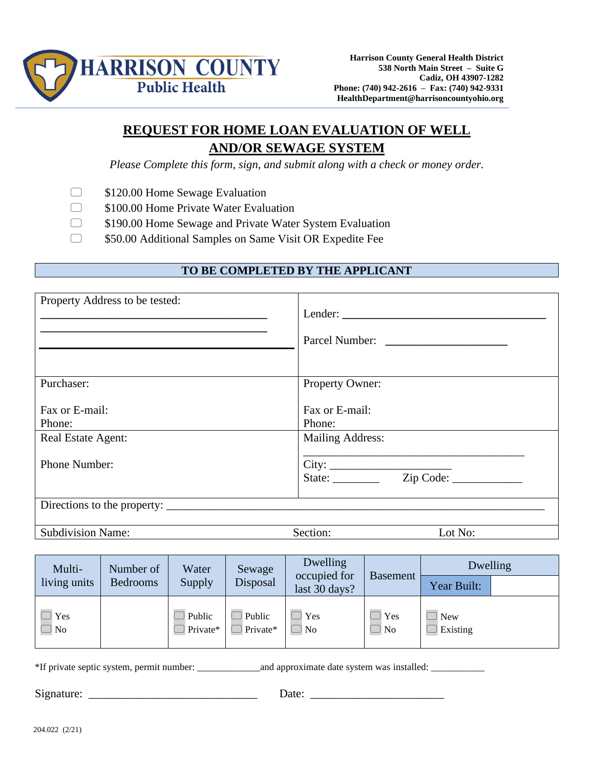**HARRISON COUNTY Public Health**

**Harrison County General Health District**
**538 North Main Street – Suite G**
**Cadiz, OH 43907-1282**
**Phone: (740) 942-2616 – Fax: (740) 942-9331**
**HealthDepartment@harrisoncountyohio.org**

# REQUEST FOR HOME LOAN EVALUATION OF WELL AND/OR SEWAGE SYSTEM

*Please Complete this form, sign, and submit along with a check or money order.*

- ☐ $120.00 Home Sewage Evaluation
- ☐ $100.00 Home Private Water Evaluation
- ☐ $190.00 Home Sewage and Private Water System Evaluation
- ☐ $50.00 Additional Samples on Same Visit OR Expedite Fee

## TO BE COMPLETED BY THE APPLICANT

| | |
|---|---|
| Property Address to be tested: ______________________________ ______________________________ ______________________________ | Lender: ______________________________ Parcel Number: ____________________ |
| Purchaser: <br><br> Fax or E-mail: <br> Phone: | Property Owner: <br><br> Fax or E-mail: <br> Phone: |
| Real Estate Agent: <br><br> Phone Number: | Mailing Address: ______________________________ <br> City: ____________________ <br> State: ________ Zip Code: ____________ |
| Directions to the property: ______________________________ | |
| Subdivision Name: | Section: Lot No: |

| Multi-living units | Number of Bedrooms | Water Supply | Sewage Disposal | Dwelling occupied for last 30 days? | Basement | Dwelling Year Built: |
|---|---|---|---|---|---|---|
| ☐ Yes ☐ No | | ☐ Public ☐ Private* | ☐ Public ☐ Private* | ☐ Yes ☐ No | ☐ Yes ☐ No | ☐ New ☐ Existing |

*If private septic system, permit number: _____________and approximate date system was installed: ___________

Signature: ______________________________ Date: ________________________

204.022 (2/21)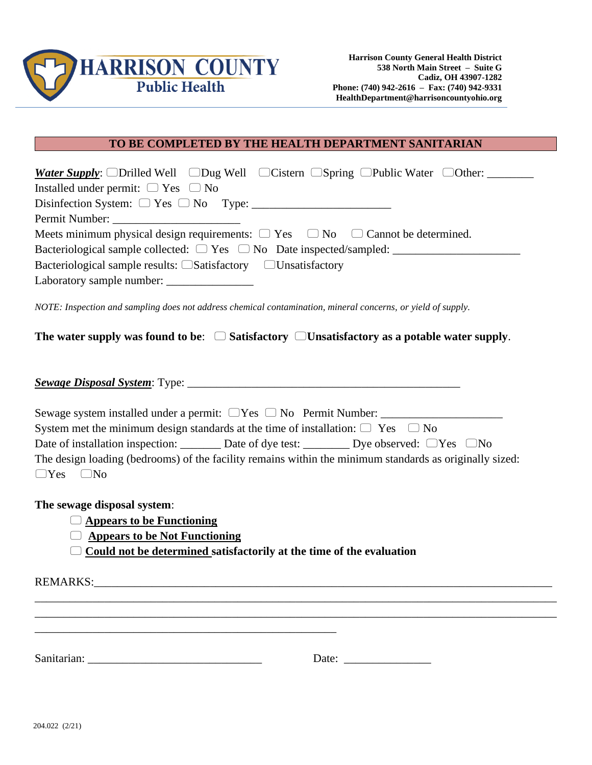**Harrison County General Health District**
**538 North Main Street – Suite G**
**Cadiz, OH 43907-1282**
**Phone: (740) 942-2616 – Fax: (740) 942-9331**
**HealthDepartment@harrisoncountyohio.org**

## TO BE COMPLETED BY THE HEALTH DEPARTMENT SANITARIAN

***Water Supply***: ☐Drilled Well ☐Dug Well ☐Cistern ☐Spring ☐Public Water ☐Other: ________

Installed under permit: ☐ Yes ☐ No

Disinfection System: ☐ Yes ☐ No Type: _______________________

Permit Number: _____________________

Meets minimum physical design requirements: ☐ Yes ☐ No ☐ Cannot be determined.

Bacteriological sample collected: ☐ Yes ☐ No Date inspected/sampled: _____________________

Bacteriological sample results: ☐Satisfactory ☐Unsatisfactory

Laboratory sample number: ______________

*NOTE: Inspection and sampling does not address chemical contamination, mineral concerns, or yield of supply.*

**The water supply was found to be**: ☐ **Satisfactory** ☐**Unsatisfactory as a potable water supply**.

***Sewage Disposal System***: Type: ______________________________________________

Sewage system installed under a permit: ☐Yes ☐ No Permit Number: ____________________

System met the minimum design standards at the time of installation: ☐ Yes ☐ No

Date of installation inspection: _______ Date of dye test: ________ Dye observed: ☐Yes ☐No

The design loading (bedrooms) of the facility remains within the minimum standards as originally sized: ☐Yes ☐No

**The sewage disposal system**:

- ☐ **Appears to be Functioning**
- ☐ **Appears to be Not Functioning**
- ☐ **Could not be determined satisfactorily at the time of the evaluation**

REMARKS:_____________________________________________________________________________

________________________________________________________________________________________

________________________________________________________________________________________

_______________________________________________

Sanitarian: ______________________________ Date: ______________

204.022 (2/21)